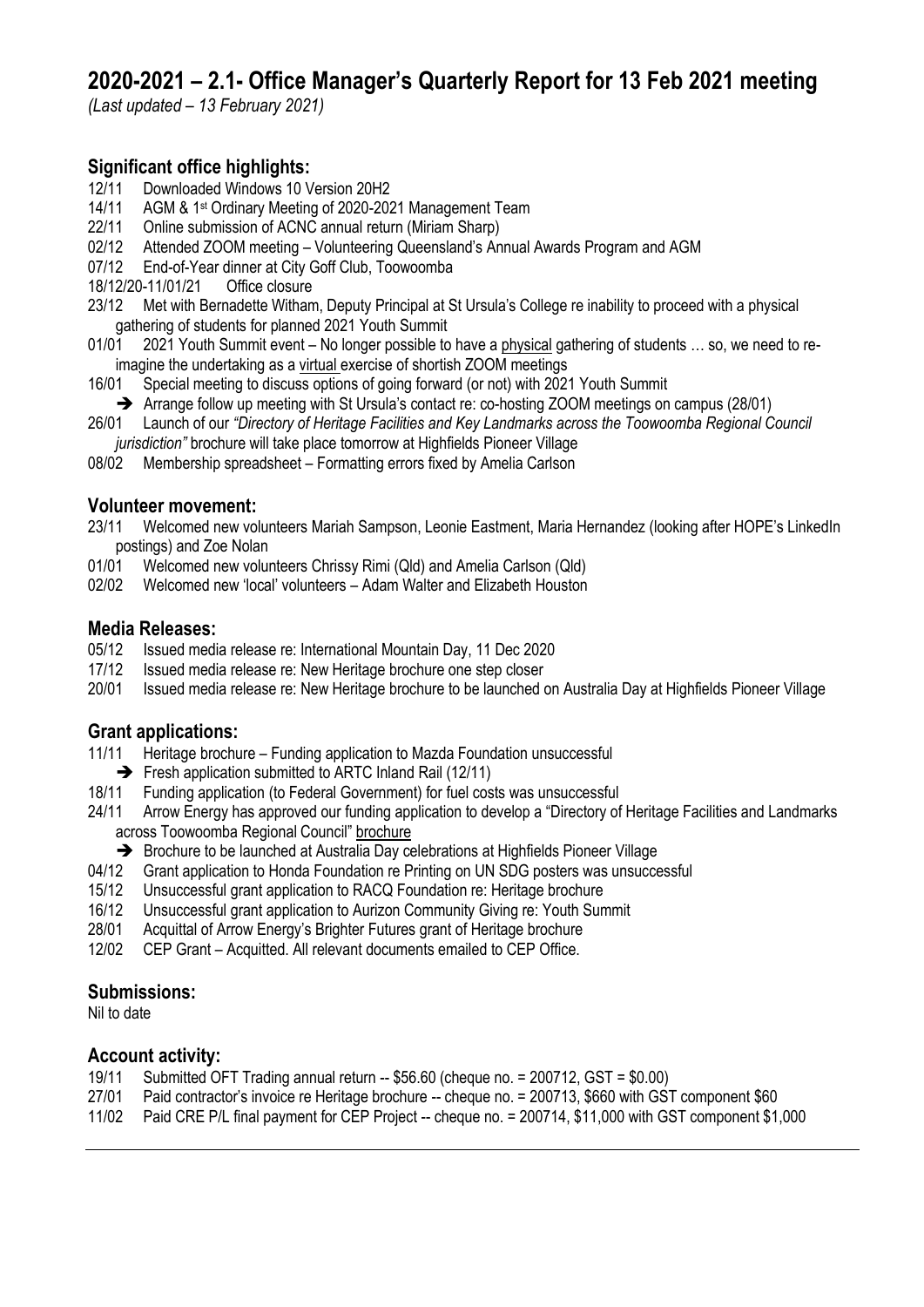# 2020-2021 – 2.1- Office Manager's Quarterly Report for 13 Feb 2021 meeting

*(Last updated – 13 February 2021)*

## Significant office highlights:

- 12/11 Downloaded Windows 10 Version 20H2
- 14/11 AGM & 1st Ordinary Meeting of 2020-2021 Management Team
- 22/11 Online submission of ACNC annual return (Miriam Sharp)
- 02/12 Attended ZOOM meeting – Volunteering Queensland's Annual Awards Program and AGM
- 07/12 End-of-Year dinner at City Goff Club, Toowoomba
- 18/12/20-11/01/21 Office closure
- 23/12 Met with Bernadette Witham, Deputy Principal at St Ursula's College re inability to proceed with a physical gathering of students for planned 2021 Youth Summit
- 01/01 2021 Youth Summit event – No longer possible to have a physical gathering of students … so, we need to re-imagine the undertaking as a virtual exercise of shortish ZOOM meetings
- 16/01 Special meeting to discuss options of going forward (or not) with 2021 Youth Summit
  - ➔ Arrange follow up meeting with St Ursula's contact re: co-hosting ZOOM meetings on campus (28/01)
- 26/01 Launch of our *"Directory of Heritage Facilities and Key Landmarks across the Toowoomba Regional Council jurisdiction"* brochure will take place tomorrow at Highfields Pioneer Village
- 08/02 Membership spreadsheet – Formatting errors fixed by Amelia Carlson

## Volunteer movement:

- 23/11 Welcomed new volunteers Mariah Sampson, Leonie Eastment, Maria Hernandez (looking after HOPE's LinkedIn postings) and Zoe Nolan
- 01/01 Welcomed new volunteers Chrissy Rimi (Qld) and Amelia Carlson (Qld)
- 02/02 Welcomed new 'local' volunteers – Adam Walter and Elizabeth Houston

## Media Releases:

- 05/12 Issued media release re: International Mountain Day, 11 Dec 2020
- 17/12 Issued media release re: New Heritage brochure one step closer
- 20/01 Issued media release re: New Heritage brochure to be launched on Australia Day at Highfields Pioneer Village

## Grant applications:

- 11/11 Heritage brochure – Funding application to Mazda Foundation unsuccessful
  - ➔ Fresh application submitted to ARTC Inland Rail (12/11)
- 18/11 Funding application (to Federal Government) for fuel costs was unsuccessful
- 24/11 Arrow Energy has approved our funding application to develop a "Directory of Heritage Facilities and Landmarks across Toowoomba Regional Council" brochure
  - ➔ Brochure to be launched at Australia Day celebrations at Highfields Pioneer Village
- 04/12 Grant application to Honda Foundation re Printing on UN SDG posters was unsuccessful
- 15/12 Unsuccessful grant application to RACQ Foundation re: Heritage brochure
- 16/12 Unsuccessful grant application to Aurizon Community Giving re: Youth Summit
- 28/01 Acquittal of Arrow Energy's Brighter Futures grant of Heritage brochure
- 12/02 CEP Grant – Acquitted. All relevant documents emailed to CEP Office.

## Submissions:

Nil to date

## Account activity:

- 19/11 Submitted OFT Trading annual return -- $56.60 (cheque no. = 200712, GST = $0.00)
- 27/01 Paid contractor's invoice re Heritage brochure -- cheque no. = 200713, $660 with GST component $60
- 11/02 Paid CRE P/L final payment for CEP Project -- cheque no. = 200714, $11,000 with GST component $1,000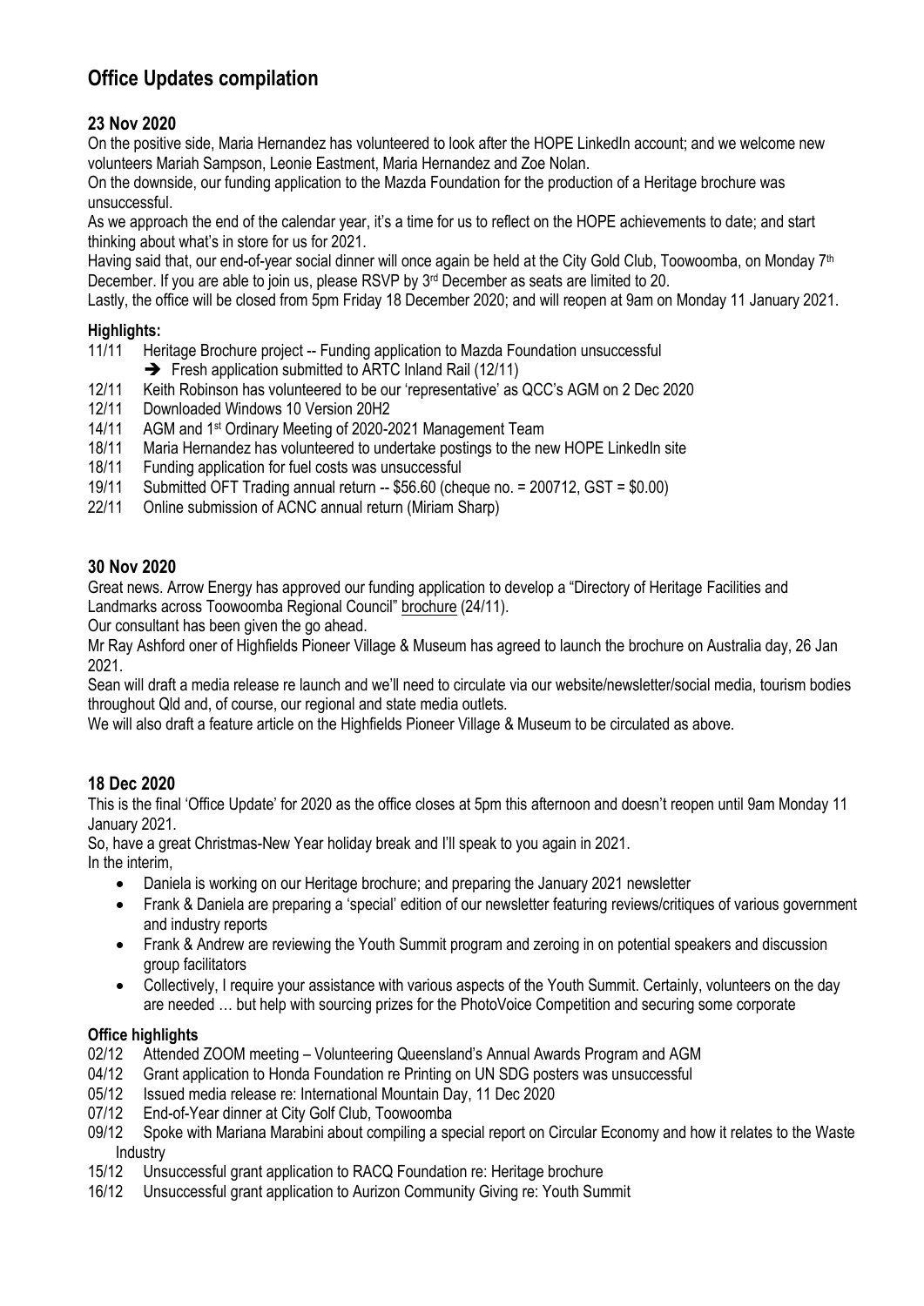# Office Updates compilation

## 23 Nov 2020

On the positive side, Maria Hernandez has volunteered to look after the HOPE LinkedIn account; and we welcome new volunteers Mariah Sampson, Leonie Eastment, Maria Hernandez and Zoe Nolan.

On the downside, our funding application to the Mazda Foundation for the production of a Heritage brochure was unsuccessful.

As we approach the end of the calendar year, it's a time for us to reflect on the HOPE achievements to date; and start thinking about what's in store for us for 2021.

Having said that, our end-of-year social dinner will once again be held at the City Gold Club, Toowoomba, on Monday 7th December. If you are able to join us, please RSVP by 3rd December as seats are limited to 20.

Lastly, the office will be closed from 5pm Friday 18 December 2020; and will reopen at 9am on Monday 11 January 2021.

### Highlights:

- 11/11 Heritage Brochure project -- Funding application to Mazda Foundation unsuccessful
  - ➔ Fresh application submitted to ARTC Inland Rail (12/11)
- 12/11 Keith Robinson has volunteered to be our 'representative' as QCC's AGM on 2 Dec 2020
- 12/11 Downloaded Windows 10 Version 20H2
- 14/11 AGM and 1st Ordinary Meeting of 2020-2021 Management Team
- 18/11 Maria Hernandez has volunteered to undertake postings to the new HOPE LinkedIn site
- 18/11 Funding application for fuel costs was unsuccessful
- 19/11 Submitted OFT Trading annual return -- $56.60 (cheque no. = 200712, GST = $0.00)
- 22/11 Online submission of ACNC annual return (Miriam Sharp)

## 30 Nov 2020

Great news. Arrow Energy has approved our funding application to develop a "Directory of Heritage Facilities and Landmarks across Toowoomba Regional Council" brochure (24/11).

Our consultant has been given the go ahead.

Mr Ray Ashford oner of Highfields Pioneer Village & Museum has agreed to launch the brochure on Australia day, 26 Jan 2021.

Sean will draft a media release re launch and we'll need to circulate via our website/newsletter/social media, tourism bodies throughout Qld and, of course, our regional and state media outlets.

We will also draft a feature article on the Highfields Pioneer Village & Museum to be circulated as above.

## 18 Dec 2020

This is the final 'Office Update' for 2020 as the office closes at 5pm this afternoon and doesn't reopen until 9am Monday 11 January 2021.

So, have a great Christmas-New Year holiday break and I'll speak to you again in 2021.

In the interim,

- Daniela is working on our Heritage brochure; and preparing the January 2021 newsletter
- Frank & Daniela are preparing a 'special' edition of our newsletter featuring reviews/critiques of various government and industry reports
- Frank & Andrew are reviewing the Youth Summit program and zeroing in on potential speakers and discussion group facilitators
- Collectively, I require your assistance with various aspects of the Youth Summit. Certainly, volunteers on the day are needed … but help with sourcing prizes for the PhotoVoice Competition and securing some corporate

### Office highlights

- 02/12 Attended ZOOM meeting – Volunteering Queensland's Annual Awards Program and AGM
- 04/12 Grant application to Honda Foundation re Printing on UN SDG posters was unsuccessful
- 05/12 Issued media release re: International Mountain Day, 11 Dec 2020
- 07/12 End-of-Year dinner at City Golf Club, Toowoomba
- 09/12 Spoke with Mariana Marabini about compiling a special report on Circular Economy and how it relates to the Waste Industry
- 15/12 Unsuccessful grant application to RACQ Foundation re: Heritage brochure
- 16/12 Unsuccessful grant application to Aurizon Community Giving re: Youth Summit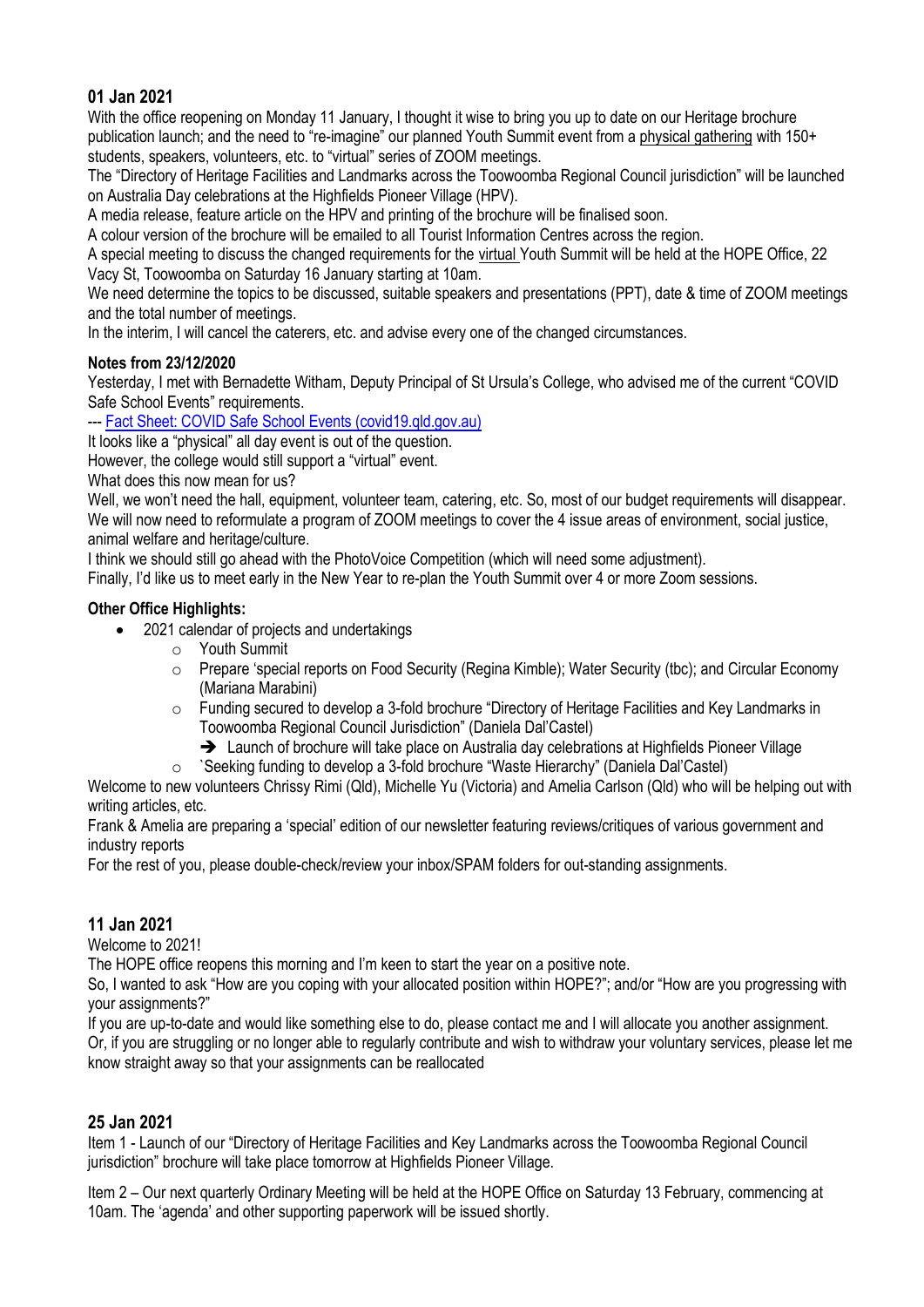## 01 Jan 2021

With the office reopening on Monday 11 January, I thought it wise to bring you up to date on our Heritage brochure publication launch; and the need to "re-imagine" our planned Youth Summit event from a physical gathering with 150+ students, speakers, volunteers, etc. to "virtual" series of ZOOM meetings.

The "Directory of Heritage Facilities and Landmarks across the Toowoomba Regional Council jurisdiction" will be launched on Australia Day celebrations at the Highfields Pioneer Village (HPV).

A media release, feature article on the HPV and printing of the brochure will be finalised soon.

A colour version of the brochure will be emailed to all Tourist Information Centres across the region.

A special meeting to discuss the changed requirements for the virtual Youth Summit will be held at the HOPE Office, 22 Vacy St, Toowoomba on Saturday 16 January starting at 10am.

We need determine the topics to be discussed, suitable speakers and presentations (PPT), date & time of ZOOM meetings and the total number of meetings.

In the interim, I will cancel the caterers, etc. and advise every one of the changed circumstances.

### Notes from 23/12/2020

Yesterday, I met with Bernadette Witham, Deputy Principal of St Ursula's College, who advised me of the current "COVID Safe School Events" requirements.

--- [Fact Sheet: COVID Safe School Events (covid19.qld.gov.au)]()

It looks like a "physical" all day event is out of the question.

However, the college would still support a "virtual" event.

What does this now mean for us?

Well, we won't need the hall, equipment, volunteer team, catering, etc. So, most of our budget requirements will disappear.

We will now need to reformulate a program of ZOOM meetings to cover the 4 issue areas of environment, social justice, animal welfare and heritage/culture.

I think we should still go ahead with the PhotoVoice Competition (which will need some adjustment).

Finally, I'd like us to meet early in the New Year to re-plan the Youth Summit over 4 or more Zoom sessions.

### Other Office Highlights:

- 2021 calendar of projects and undertakings
  - Youth Summit
  - Prepare 'special reports on Food Security (Regina Kimble); Water Security (tbc); and Circular Economy (Mariana Marabini)
  - Funding secured to develop a 3-fold brochure "Directory of Heritage Facilities and Key Landmarks in Toowoomba Regional Council Jurisdiction" (Daniela Dal'Castel)
    - ➔ Launch of brochure will take place on Australia day celebrations at Highfields Pioneer Village
  - `Seeking funding to develop a 3-fold brochure "Waste Hierarchy" (Daniela Dal'Castel)

Welcome to new volunteers Chrissy Rimi (Qld), Michelle Yu (Victoria) and Amelia Carlson (Qld) who will be helping out with writing articles, etc.

Frank & Amelia are preparing a 'special' edition of our newsletter featuring reviews/critiques of various government and industry reports

For the rest of you, please double-check/review your inbox/SPAM folders for out-standing assignments.

## 11 Jan 2021

Welcome to 2021!

The HOPE office reopens this morning and I'm keen to start the year on a positive note.

So, I wanted to ask "How are you coping with your allocated position within HOPE?"; and/or "How are you progressing with your assignments?"

If you are up-to-date and would like something else to do, please contact me and I will allocate you another assignment.

Or, if you are struggling or no longer able to regularly contribute and wish to withdraw your voluntary services, please let me know straight away so that your assignments can be reallocated

## 25 Jan 2021

Item 1 - Launch of our "Directory of Heritage Facilities and Key Landmarks across the Toowoomba Regional Council jurisdiction" brochure will take place tomorrow at Highfields Pioneer Village.

Item 2 – Our next quarterly Ordinary Meeting will be held at the HOPE Office on Saturday 13 February, commencing at 10am. The 'agenda' and other supporting paperwork will be issued shortly.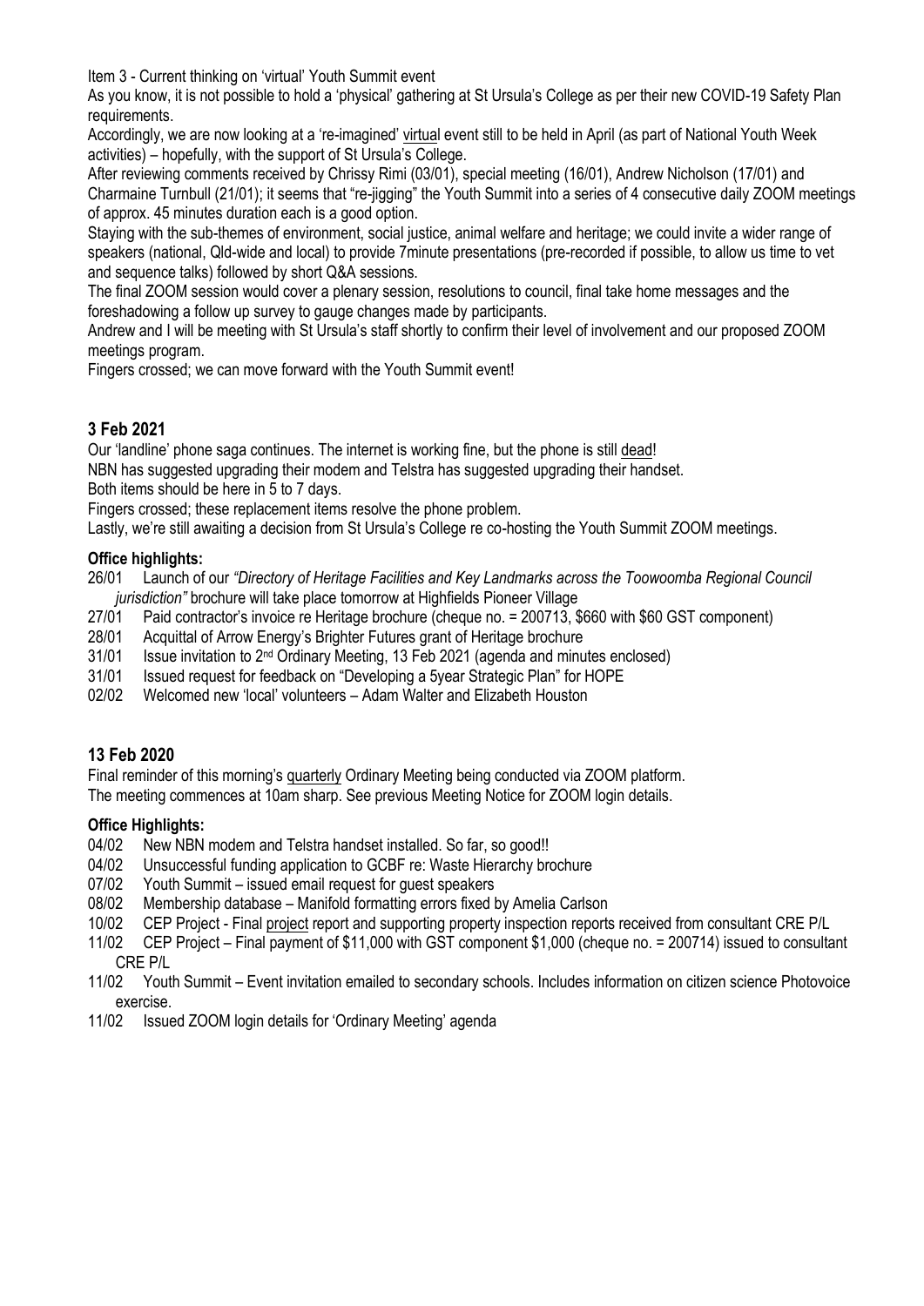Item 3 - Current thinking on 'virtual' Youth Summit event

As you know, it is not possible to hold a 'physical' gathering at St Ursula's College as per their new COVID-19 Safety Plan requirements.

Accordingly, we are now looking at a 're-imagined' virtual event still to be held in April (as part of National Youth Week activities) – hopefully, with the support of St Ursula's College.

After reviewing comments received by Chrissy Rimi (03/01), special meeting (16/01), Andrew Nicholson (17/01) and Charmaine Turnbull (21/01); it seems that "re-jigging" the Youth Summit into a series of 4 consecutive daily ZOOM meetings of approx. 45 minutes duration each is a good option.

Staying with the sub-themes of environment, social justice, animal welfare and heritage; we could invite a wider range of speakers (national, Qld-wide and local) to provide 7minute presentations (pre-recorded if possible, to allow us time to vet and sequence talks) followed by short Q&A sessions.

The final ZOOM session would cover a plenary session, resolutions to council, final take home messages and the foreshadowing a follow up survey to gauge changes made by participants.

Andrew and I will be meeting with St Ursula's staff shortly to confirm their level of involvement and our proposed ZOOM meetings program.

Fingers crossed; we can move forward with the Youth Summit event!

## 3 Feb 2021

Our 'landline' phone saga continues. The internet is working fine, but the phone is still dead!

NBN has suggested upgrading their modem and Telstra has suggested upgrading their handset.

Both items should be here in 5 to 7 days.

Fingers crossed; these replacement items resolve the phone problem.

Lastly, we're still awaiting a decision from St Ursula's College re co-hosting the Youth Summit ZOOM meetings.

**Office highlights:**

- 26/01 Launch of our *"Directory of Heritage Facilities and Key Landmarks across the Toowoomba Regional Council jurisdiction"* brochure will take place tomorrow at Highfields Pioneer Village
- 27/01 Paid contractor's invoice re Heritage brochure (cheque no. = 200713, $660 with $60 GST component)
- 28/01 Acquittal of Arrow Energy's Brighter Futures grant of Heritage brochure
- 31/01 Issue invitation to 2nd Ordinary Meeting, 13 Feb 2021 (agenda and minutes enclosed)
- 31/01 Issued request for feedback on "Developing a 5year Strategic Plan" for HOPE
- 02/02 Welcomed new 'local' volunteers – Adam Walter and Elizabeth Houston

## 13 Feb 2020

Final reminder of this morning's quarterly Ordinary Meeting being conducted via ZOOM platform.

The meeting commences at 10am sharp. See previous Meeting Notice for ZOOM login details.

**Office Highlights:**

- 04/02 New NBN modem and Telstra handset installed. So far, so good!!
- 04/02 Unsuccessful funding application to GCBF re: Waste Hierarchy brochure
- 07/02 Youth Summit – issued email request for guest speakers
- 08/02 Membership database – Manifold formatting errors fixed by Amelia Carlson
- 10/02 CEP Project - Final project report and supporting property inspection reports received from consultant CRE P/L
- 11/02 CEP Project – Final payment of $11,000 with GST component $1,000 (cheque no. = 200714) issued to consultant CRE P/L
- 11/02 Youth Summit – Event invitation emailed to secondary schools. Includes information on citizen science Photovoice exercise.
- 11/02 Issued ZOOM login details for 'Ordinary Meeting' agenda